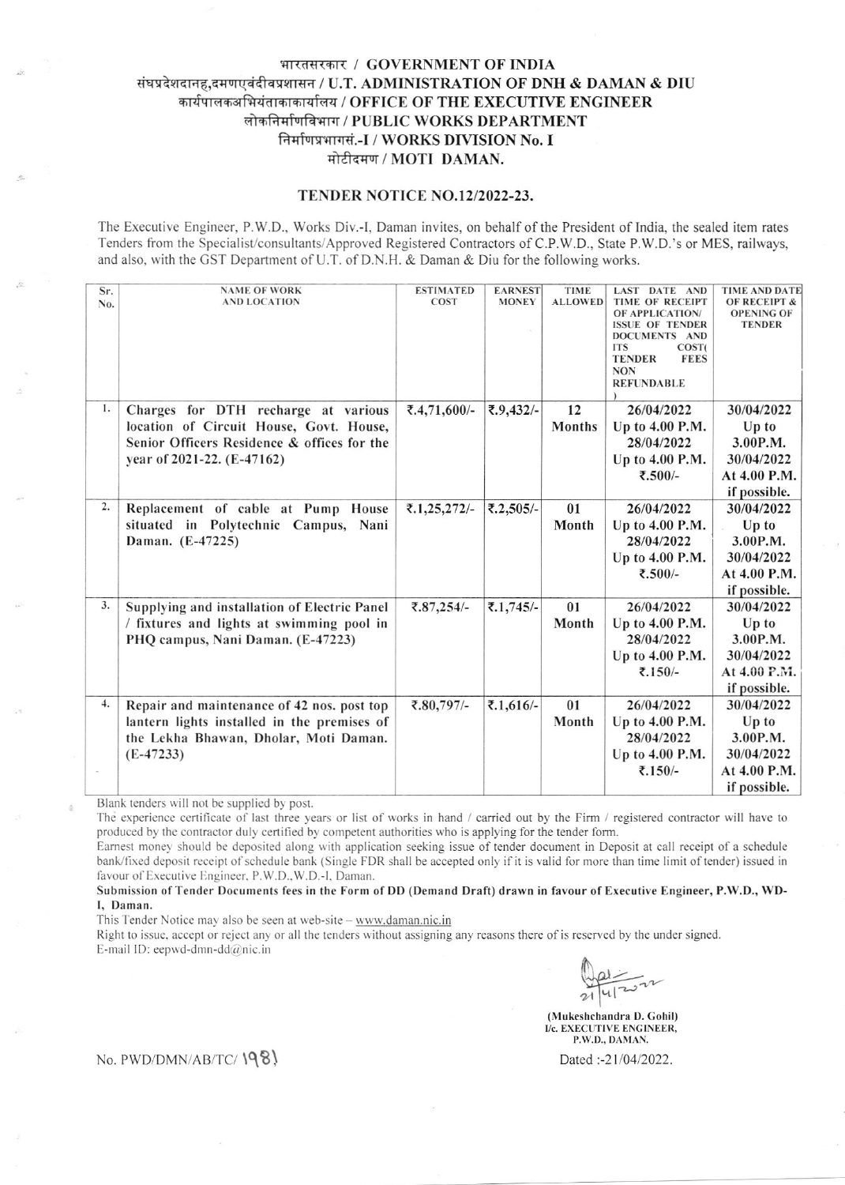# भारतसरकार / GOVERNMENT OF INDIA
## संघप्रदेशदानह,दमणएवंदीवप्रशासन / U.T. ADMINISTRATION OF DNH & DAMAN & DIU
## कार्यपालकअभियंताकाकार्यालय / OFFICE OF THE EXECUTIVE ENGINEER
## लोकनिर्माणविभाग / PUBLIC WORKS DEPARTMENT
## निर्माणप्रभागसं.-I / WORKS DIVISION No. I
## मोटीदमण / MOTI DAMAN.

### TENDER NOTICE NO.12/2022-23.

The Executive Engineer, P.W.D., Works Div.-I, Daman invites, on behalf of the President of India, the sealed item rates Tenders from the Specialist/consultants/Approved Registered Contractors of C.P.W.D., State P.W.D.'s or MES, railways, and also, with the GST Department of U.T. of D.N.H. & Daman & Diu for the following works.

| Sr. No. | NAME OF WORK AND LOCATION | ESTIMATED COST | EARNEST MONEY | TIME ALLOWED | LAST DATE AND TIME OF RECEIPT OF APPLICATION/ ISSUE OF TENDER DOCUMENTS AND ITS COST( TENDER FEES NON REFUNDABLE ) | TIME AND DATE OF RECEIPT & OPENING OF TENDER |
|---|---|---|---|---|---|---|
| 1. | **Charges for DTH recharge at various location of Circuit House, Govt. House, Senior Officers Residence & offices for the year of 2021-22. (E-47162)** | **₹.4,71,600/-** | **₹.9,432/-** | **12 Months** | **26/04/2022 Up to 4.00 P.M. 28/04/2022 Up to 4.00 P.M. ₹.500/-** | **30/04/2022 Up to 3.00P.M. 30/04/2022 At 4.00 P.M. if possible.** |
| 2. | **Replacement of cable at Pump House situated in Polytechnic Campus, Nani Daman. (E-47225)** | **₹.1,25,272/-** | **₹.2,505/-** | **01 Month** | **26/04/2022 Up to 4.00 P.M. 28/04/2022 Up to 4.00 P.M. ₹.500/-** | **30/04/2022 Up to 3.00P.M. 30/04/2022 At 4.00 P.M. if possible.** |
| 3. | **Supplying and installation of Electric Panel / fixtures and lights at swimming pool in PHQ campus, Nani Daman. (E-47223)** | **₹.87,254/-** | **₹.1,745/-** | **01 Month** | **26/04/2022 Up to 4.00 P.M. 28/04/2022 Up to 4.00 P.M. ₹.150/-** | **30/04/2022 Up to 3.00P.M. 30/04/2022 At 4.00 P.M. if possible.** |
| 4. | **Repair and maintenance of 42 nos. post top lantern lights installed in the premises of the Lekha Bhawan, Dholar, Moti Daman. (E-47233)** | **₹.80,797/-** | **₹.1,616/-** | **01 Month** | **26/04/2022 Up to 4.00 P.M. 28/04/2022 Up to 4.00 P.M. ₹.150/-** | **30/04/2022 Up to 3.00P.M. 30/04/2022 At 4.00 P.M. if possible.** |

Blank tenders will not be supplied by post.

The experience certificate of last three years or list of works in hand / carried out by the Firm / registered contractor will have to produced by the contractor duly certified by competent authorities who is applying for the tender form.

Earnest money should be deposited along with application seeking issue of tender document in Deposit at call receipt of a schedule bank/fixed deposit receipt of schedule bank (Single FDR shall be accepted only if it is valid for more than time limit of tender) issued in favour of Executive Engineer, P.W.D.,W.D.-I, Daman.

**Submission of Tender Documents fees in the Form of DD (Demand Draft) drawn in favour of Executive Engineer, P.W.D., WD-I, Daman.**

This Tender Notice may also be seen at web-site – www.daman.nic.in

Right to issue, accept or reject any or all the tenders without assigning any reasons there of is reserved by the under signed.

E-mail ID: eepwd-dmn-dd@nic.in

21/4/2022

**(Mukeshchandra D. Gohil)**
**I/c. EXECUTIVE ENGINEER,**
**P.W.D., DAMAN.**

No. PWD/DMN/AB/TC/ 1981

Dated :-21/04/2022.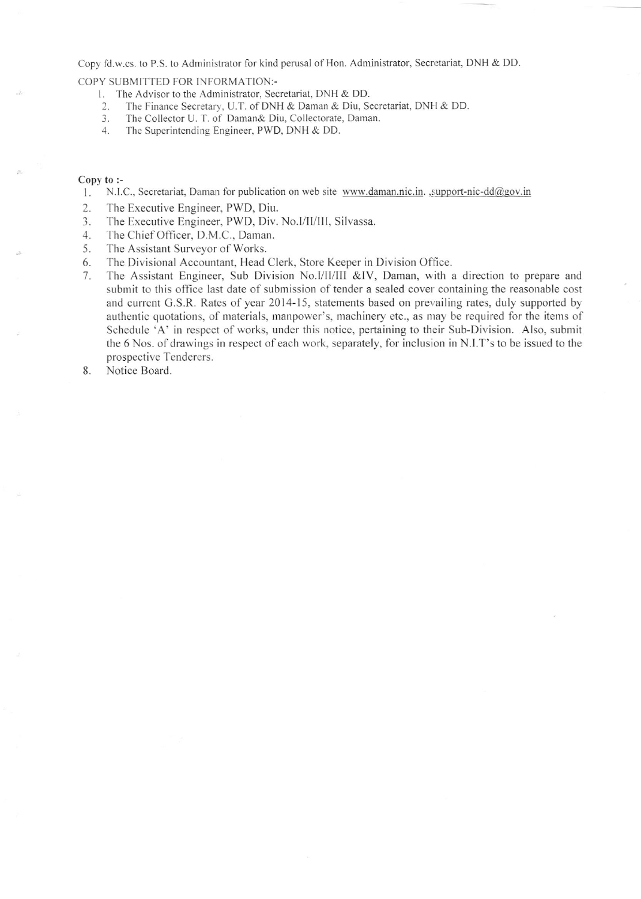Copy fd.w.cs. to P.S. to Administrator for kind perusal of Hon. Administrator, Secretariat, DNH & DD.

COPY SUBMITTED FOR INFORMATION:-

1. The Advisor to the Administrator, Secretariat, DNH & DD.
2. The Finance Secretary, U.T. of DNH & Daman & Diu, Secretariat, DNH & DD.
3. The Collector U. T. of Daman& Diu, Collectorate, Daman.
4. The Superintending Engineer, PWD, DNH & DD.

**Copy to :-**

1. N.I.C., Secretariat, Daman for publication on web site www.daman.nic.in. ,support-nic-dd@gov.in
2. The Executive Engineer, PWD, Diu.
3. The Executive Engineer, PWD, Div. No.I/II/III, Silvassa.
4. The Chief Officer, D.M.C., Daman.
5. The Assistant Surveyor of Works.
6. The Divisional Accountant, Head Clerk, Store Keeper in Division Office.
7. The Assistant Engineer, Sub Division No.I/II/III &IV, Daman, with a direction to prepare and submit to this office last date of submission of tender a sealed cover containing the reasonable cost and current G.S.R. Rates of year 2014-15, statements based on prevailing rates, duly supported by authentic quotations, of materials, manpower's, machinery etc., as may be required for the items of Schedule 'A' in respect of works, under this notice, pertaining to their Sub-Division. Also, submit the 6 Nos. of drawings in respect of each work, separately, for inclusion in N.I.T's to be issued to the prospective Tenderers.
8. Notice Board.